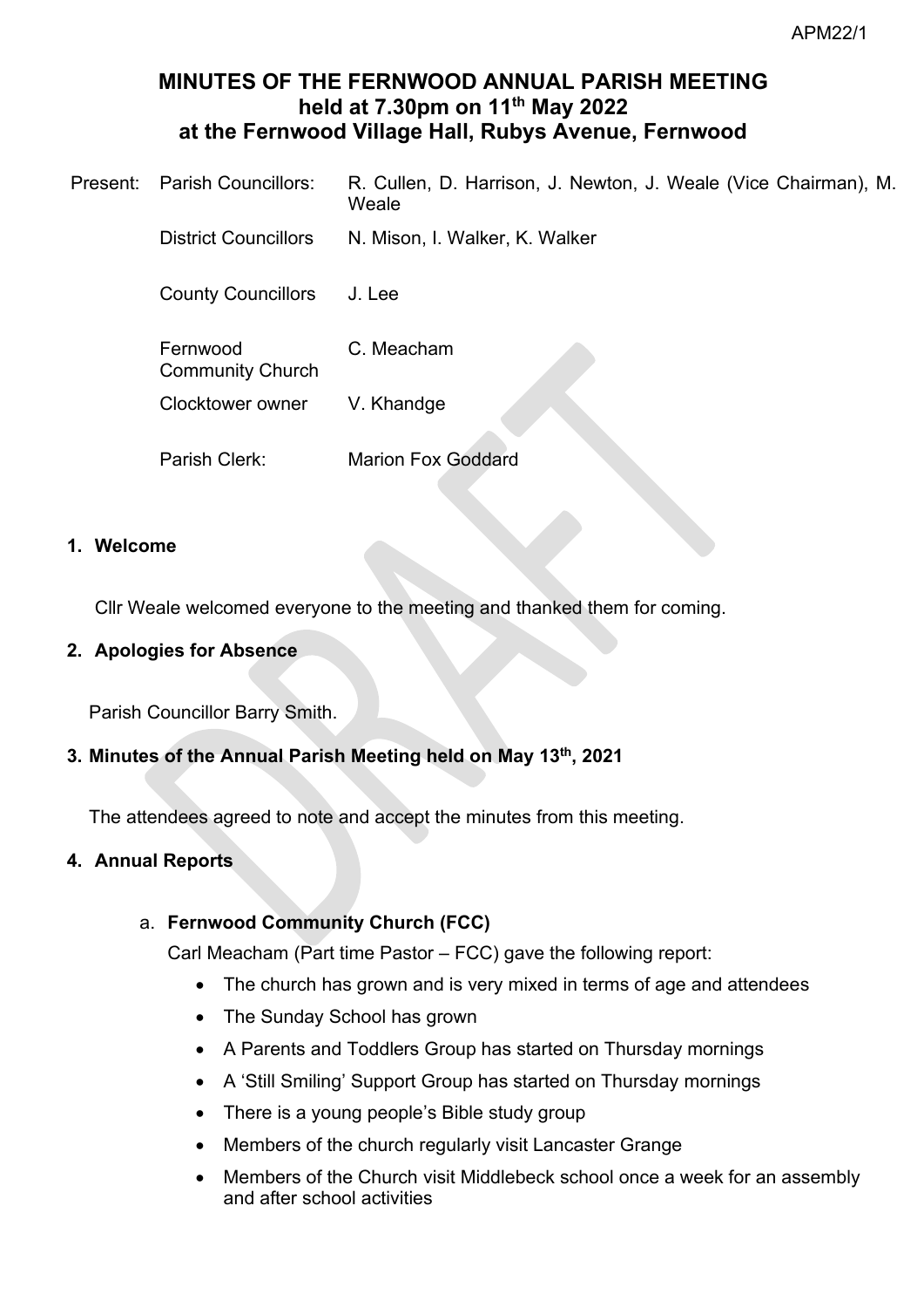# MINUTES OF THE FERNWOOD ANNUAL PARISH MEETING held at 7.30pm on 11th May 2022 at the Fernwood Village Hall, Rubys Avenue, Fernwood

| Present: | | |
|---|---|---|
| | Parish Councillors: | R. Cullen, D. Harrison, J. Newton, J. Weale (Vice Chairman), M. Weale |
| | District Councillors | N. Mison, I. Walker, K. Walker |
| | County Councillors | J. Lee |
| | Fernwood Community Church | C. Meacham |
| | Clocktower owner | V. Khandge |
| | Parish Clerk: | Marion Fox Goddard |

## 1. Welcome

Cllr Weale welcomed everyone to the meeting and thanked them for coming.

## 2. Apologies for Absence

Parish Councillor Barry Smith.

## 3. Minutes of the Annual Parish Meeting held on May 13th, 2021

The attendees agreed to note and accept the minutes from this meeting.

## 4. Annual Reports

### a. Fernwood Community Church (FCC)

Carl Meacham (Part time Pastor – FCC) gave the following report:

- The church has grown and is very mixed in terms of age and attendees
- The Sunday School has grown
- A Parents and Toddlers Group has started on Thursday mornings
- A 'Still Smiling' Support Group has started on Thursday mornings
- There is a young people's Bible study group
- Members of the church regularly visit Lancaster Grange
- Members of the Church visit Middlebeck school once a week for an assembly and after school activities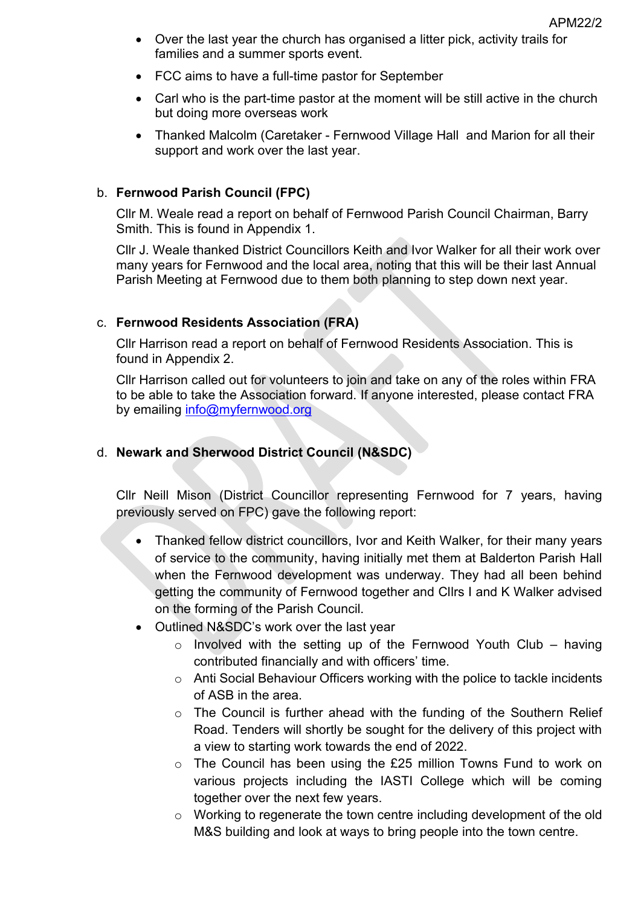- Over the last year the church has organised a litter pick, activity trails for families and a summer sports event.
- FCC aims to have a full-time pastor for September
- Carl who is the part-time pastor at the moment will be still active in the church but doing more overseas work
- Thanked Malcolm (Caretaker - Fernwood Village Hall and Marion for all their support and work over the last year.

b. **Fernwood Parish Council (FPC)**

Cllr M. Weale read a report on behalf of Fernwood Parish Council Chairman, Barry Smith. This is found in Appendix 1.

Cllr J. Weale thanked District Councillors Keith and Ivor Walker for all their work over many years for Fernwood and the local area, noting that this will be their last Annual Parish Meeting at Fernwood due to them both planning to step down next year.

c. **Fernwood Residents Association (FRA)**

Cllr Harrison read a report on behalf of Fernwood Residents Association. This is found in Appendix 2.

Cllr Harrison called out for volunteers to join and take on any of the roles within FRA to be able to take the Association forward. If anyone interested, please contact FRA by emailing info@myfernwood.org

d. **Newark and Sherwood District Council (N&SDC)**

Cllr Neill Mison (District Councillor representing Fernwood for 7 years, having previously served on FPC) gave the following report:

- Thanked fellow district councillors, Ivor and Keith Walker, for their many years of service to the community, having initially met them at Balderton Parish Hall when the Fernwood development was underway. They had all been behind getting the community of Fernwood together and Cllrs I and K Walker advised on the forming of the Parish Council.
- Outlined N&SDC's work over the last year
  - Involved with the setting up of the Fernwood Youth Club – having contributed financially and with officers' time.
  - Anti Social Behaviour Officers working with the police to tackle incidents of ASB in the area.
  - The Council is further ahead with the funding of the Southern Relief Road. Tenders will shortly be sought for the delivery of this project with a view to starting work towards the end of 2022.
  - The Council has been using the £25 million Towns Fund to work on various projects including the IASTI College which will be coming together over the next few years.
  - Working to regenerate the town centre including development of the old M&S building and look at ways to bring people into the town centre.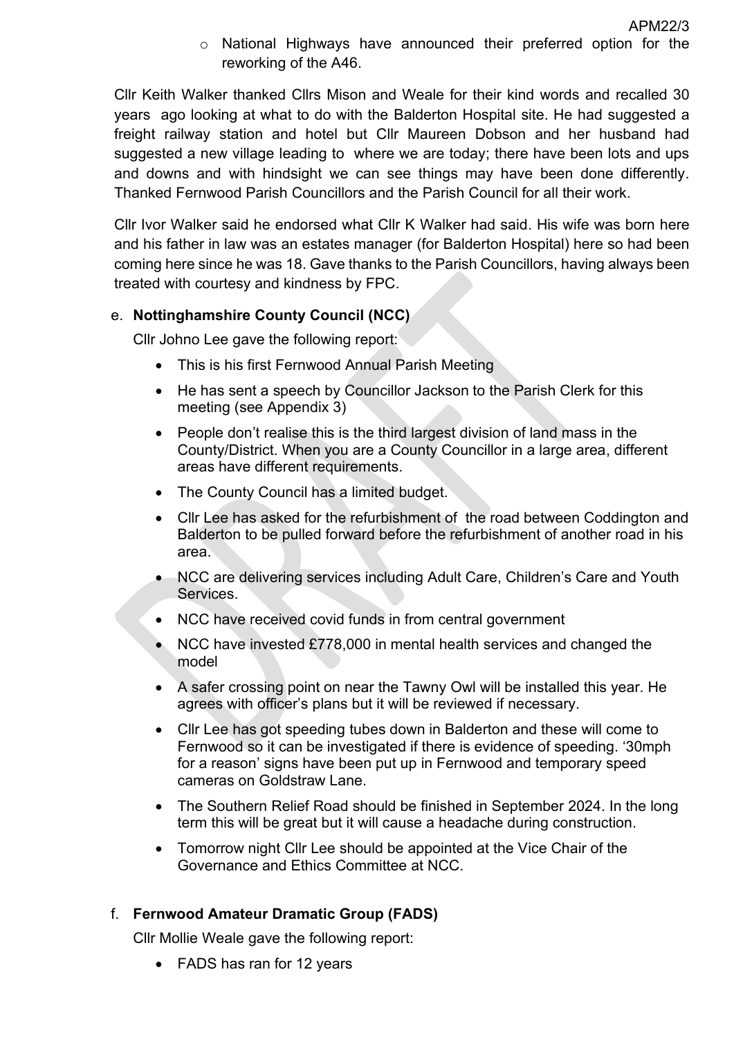- National Highways have announced their preferred option for the reworking of the A46.

Cllr Keith Walker thanked Cllrs Mison and Weale for their kind words and recalled 30 years ago looking at what to do with the Balderton Hospital site. He had suggested a freight railway station and hotel but Cllr Maureen Dobson and her husband had suggested a new village leading to where we are today; there have been lots and ups and downs and with hindsight we can see things may have been done differently. Thanked Fernwood Parish Councillors and the Parish Council for all their work.

Cllr Ivor Walker said he endorsed what Cllr K Walker had said. His wife was born here and his father in law was an estates manager (for Balderton Hospital) here so had been coming here since he was 18. Gave thanks to the Parish Councillors, having always been treated with courtesy and kindness by FPC.

e. **Nottinghamshire County Council (NCC)**

Cllr Johno Lee gave the following report:

- This is his first Fernwood Annual Parish Meeting
- He has sent a speech by Councillor Jackson to the Parish Clerk for this meeting (see Appendix 3)
- People don't realise this is the third largest division of land mass in the County/District. When you are a County Councillor in a large area, different areas have different requirements.
- The County Council has a limited budget.
- Cllr Lee has asked for the refurbishment of the road between Coddington and Balderton to be pulled forward before the refurbishment of another road in his area.
- NCC are delivering services including Adult Care, Children's Care and Youth Services.
- NCC have received covid funds in from central government
- NCC have invested £778,000 in mental health services and changed the model
- A safer crossing point on near the Tawny Owl will be installed this year. He agrees with officer's plans but it will be reviewed if necessary.
- Cllr Lee has got speeding tubes down in Balderton and these will come to Fernwood so it can be investigated if there is evidence of speeding. '30mph for a reason' signs have been put up in Fernwood and temporary speed cameras on Goldstraw Lane.
- The Southern Relief Road should be finished in September 2024. In the long term this will be great but it will cause a headache during construction.
- Tomorrow night Cllr Lee should be appointed at the Vice Chair of the Governance and Ethics Committee at NCC.

f. **Fernwood Amateur Dramatic Group (FADS)**

Cllr Mollie Weale gave the following report:

- FADS has ran for 12 years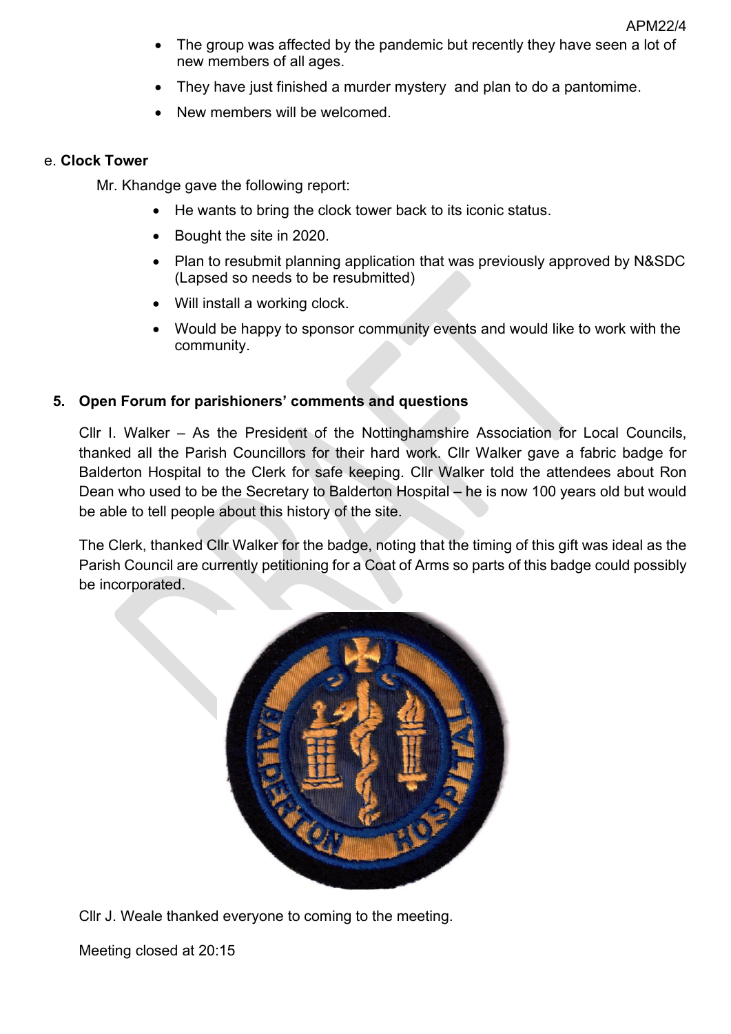- The group was affected by the pandemic but recently they have seen a lot of new members of all ages.
- They have just finished a murder mystery and plan to do a pantomime.
- New members will be welcomed.

e. **Clock Tower**

Mr. Khandge gave the following report:

- He wants to bring the clock tower back to its iconic status.
- Bought the site in 2020.
- Plan to resubmit planning application that was previously approved by N&SDC (Lapsed so needs to be resubmitted)
- Will install a working clock.
- Would be happy to sponsor community events and would like to work with the community.

## 5. Open Forum for parishioners' comments and questions

Cllr I. Walker – As the President of the Nottinghamshire Association for Local Councils, thanked all the Parish Councillors for their hard work. Cllr Walker gave a fabric badge for Balderton Hospital to the Clerk for safe keeping. Cllr Walker told the attendees about Ron Dean who used to be the Secretary to Balderton Hospital – he is now 100 years old but would be able to tell people about this history of the site.

The Clerk, thanked Cllr Walker for the badge, noting that the timing of this gift was ideal as the Parish Council are currently petitioning for a Coat of Arms so parts of this badge could possibly be incorporated.

Cllr J. Weale thanked everyone to coming to the meeting.

Meeting closed at 20:15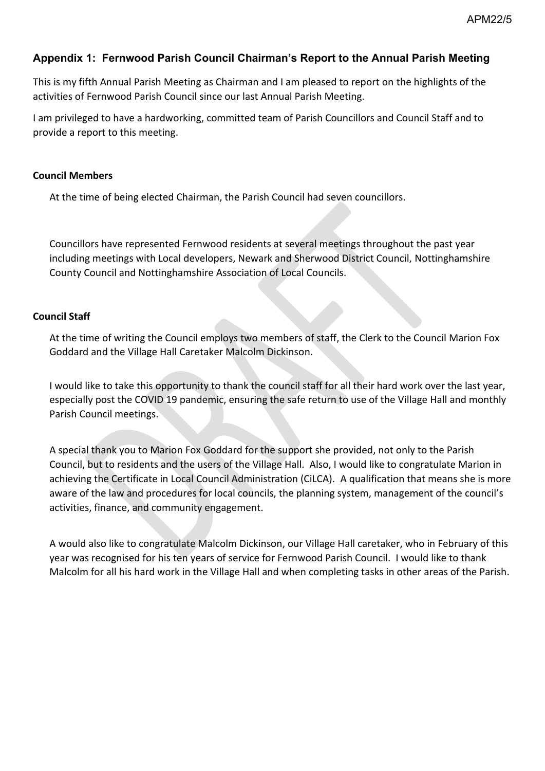## Appendix 1: Fernwood Parish Council Chairman's Report to the Annual Parish Meeting

This is my fifth Annual Parish Meeting as Chairman and I am pleased to report on the highlights of the activities of Fernwood Parish Council since our last Annual Parish Meeting.

I am privileged to have a hardworking, committed team of Parish Councillors and Council Staff and to provide a report to this meeting.

### Council Members

At the time of being elected Chairman, the Parish Council had seven councillors.

Councillors have represented Fernwood residents at several meetings throughout the past year including meetings with Local developers, Newark and Sherwood District Council, Nottinghamshire County Council and Nottinghamshire Association of Local Councils.

### Council Staff

At the time of writing the Council employs two members of staff, the Clerk to the Council Marion Fox Goddard and the Village Hall Caretaker Malcolm Dickinson.

I would like to take this opportunity to thank the council staff for all their hard work over the last year, especially post the COVID 19 pandemic, ensuring the safe return to use of the Village Hall and monthly Parish Council meetings.

A special thank you to Marion Fox Goddard for the support she provided, not only to the Parish Council, but to residents and the users of the Village Hall. Also, I would like to congratulate Marion in achieving the Certificate in Local Council Administration (CiLCA). A qualification that means she is more aware of the law and procedures for local councils, the planning system, management of the council's activities, finance, and community engagement.

A would also like to congratulate Malcolm Dickinson, our Village Hall caretaker, who in February of this year was recognised for his ten years of service for Fernwood Parish Council. I would like to thank Malcolm for all his hard work in the Village Hall and when completing tasks in other areas of the Parish.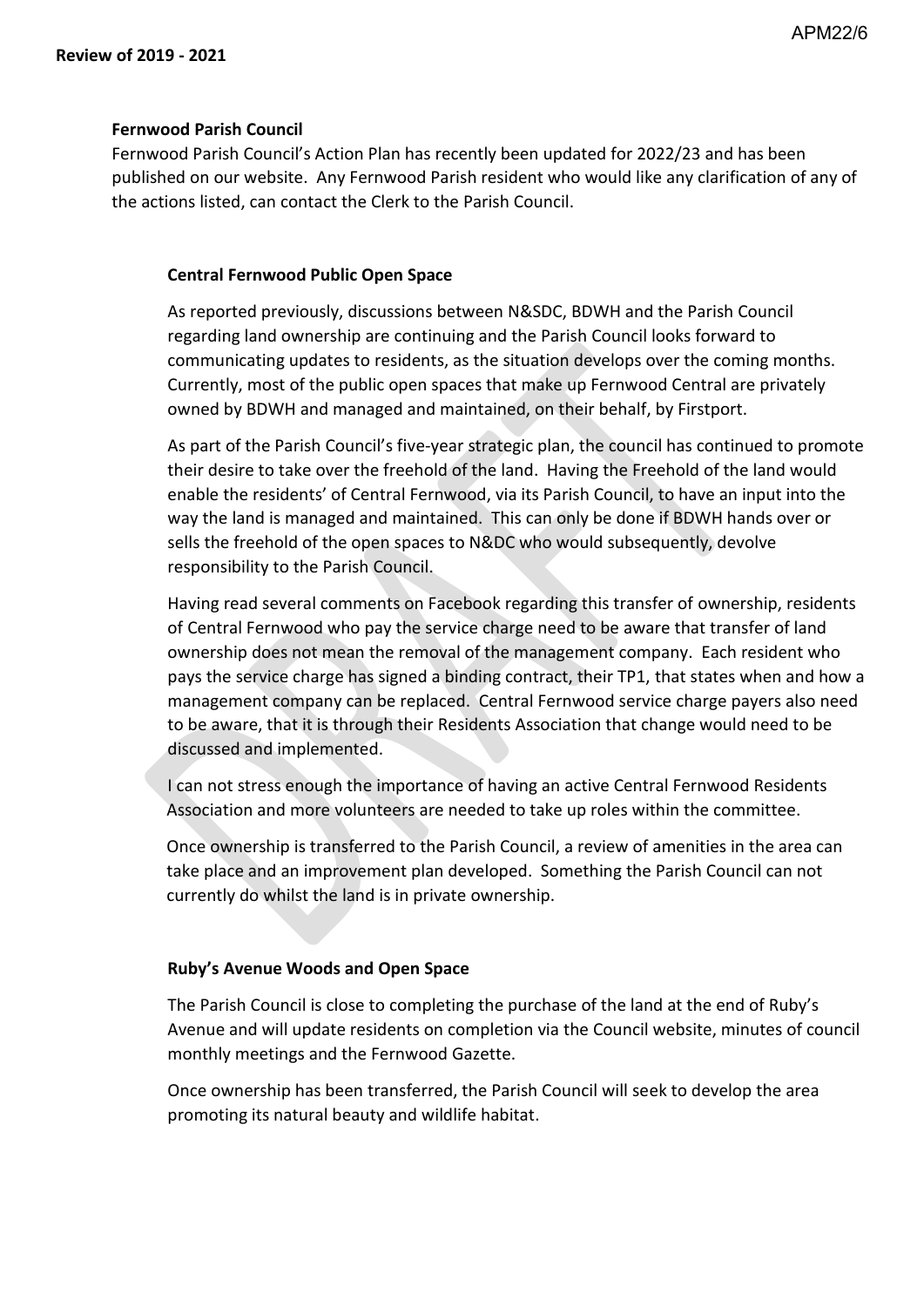**Review of 2019 - 2021**

**Fernwood Parish Council**

Fernwood Parish Council's Action Plan has recently been updated for 2022/23 and has been published on our website. Any Fernwood Parish resident who would like any clarification of any of the actions listed, can contact the Clerk to the Parish Council.

**Central Fernwood Public Open Space**

As reported previously, discussions between N&SDC, BDWH and the Parish Council regarding land ownership are continuing and the Parish Council looks forward to communicating updates to residents, as the situation develops over the coming months. Currently, most of the public open spaces that make up Fernwood Central are privately owned by BDWH and managed and maintained, on their behalf, by Firstport.

As part of the Parish Council's five-year strategic plan, the council has continued to promote their desire to take over the freehold of the land. Having the Freehold of the land would enable the residents' of Central Fernwood, via its Parish Council, to have an input into the way the land is managed and maintained. This can only be done if BDWH hands over or sells the freehold of the open spaces to N&DC who would subsequently, devolve responsibility to the Parish Council.

Having read several comments on Facebook regarding this transfer of ownership, residents of Central Fernwood who pay the service charge need to be aware that transfer of land ownership does not mean the removal of the management company. Each resident who pays the service charge has signed a binding contract, their TP1, that states when and how a management company can be replaced. Central Fernwood service charge payers also need to be aware, that it is through their Residents Association that change would need to be discussed and implemented.

I can not stress enough the importance of having an active Central Fernwood Residents Association and more volunteers are needed to take up roles within the committee.

Once ownership is transferred to the Parish Council, a review of amenities in the area can take place and an improvement plan developed. Something the Parish Council can not currently do whilst the land is in private ownership.

**Ruby's Avenue Woods and Open Space**

The Parish Council is close to completing the purchase of the land at the end of Ruby's Avenue and will update residents on completion via the Council website, minutes of council monthly meetings and the Fernwood Gazette.

Once ownership has been transferred, the Parish Council will seek to develop the area promoting its natural beauty and wildlife habitat.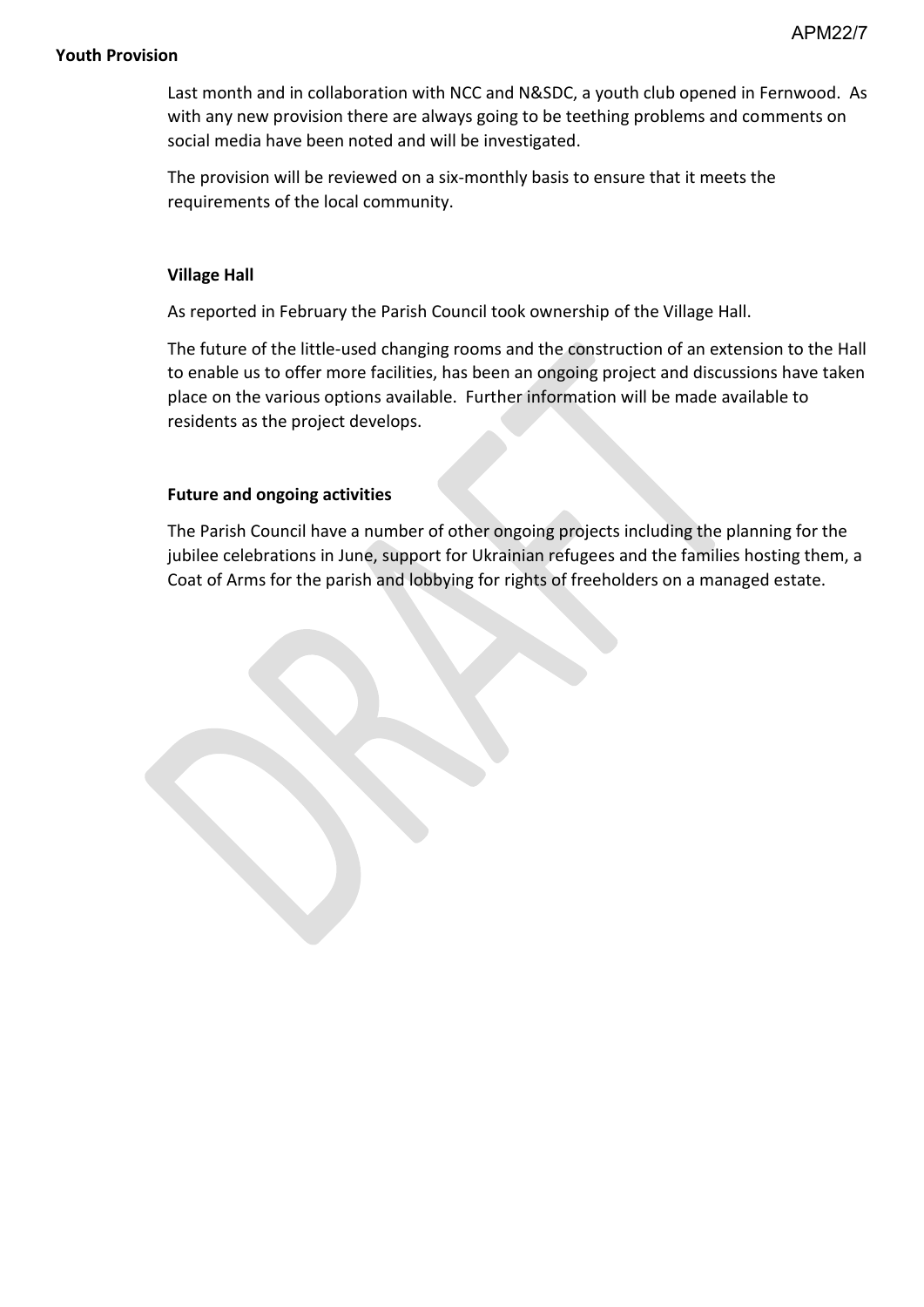**Youth Provision**

Last month and in collaboration with NCC and N&SDC, a youth club opened in Fernwood. As with any new provision there are always going to be teething problems and comments on social media have been noted and will be investigated.

The provision will be reviewed on a six-monthly basis to ensure that it meets the requirements of the local community.

**Village Hall**

As reported in February the Parish Council took ownership of the Village Hall.

The future of the little-used changing rooms and the construction of an extension to the Hall to enable us to offer more facilities, has been an ongoing project and discussions have taken place on the various options available. Further information will be made available to residents as the project develops.

**Future and ongoing activities**

The Parish Council have a number of other ongoing projects including the planning for the jubilee celebrations in June, support for Ukrainian refugees and the families hosting them, a Coat of Arms for the parish and lobbying for rights of freeholders on a managed estate.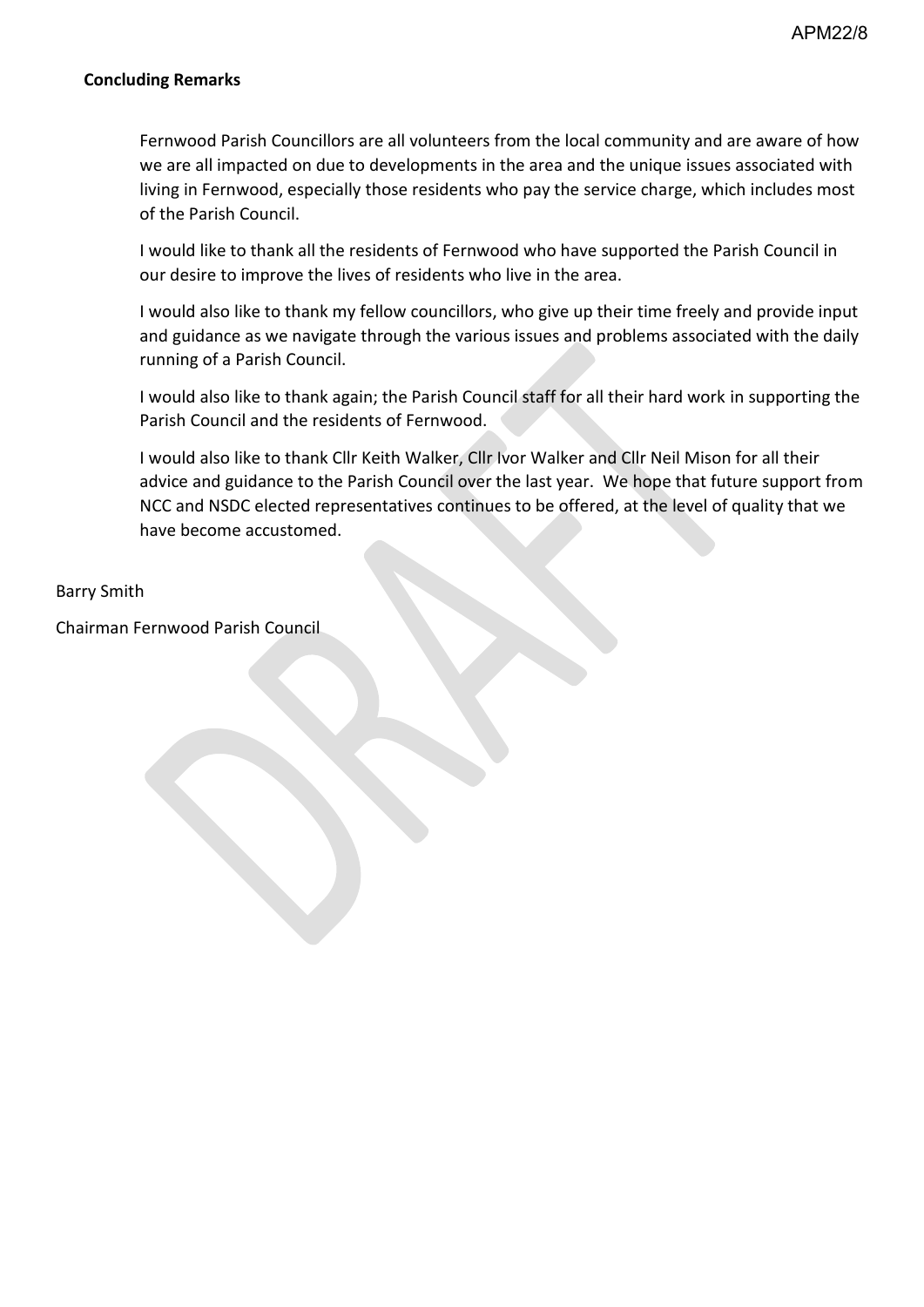**Concluding Remarks**

Fernwood Parish Councillors are all volunteers from the local community and are aware of how we are all impacted on due to developments in the area and the unique issues associated with living in Fernwood, especially those residents who pay the service charge, which includes most of the Parish Council.

I would like to thank all the residents of Fernwood who have supported the Parish Council in our desire to improve the lives of residents who live in the area.

I would also like to thank my fellow councillors, who give up their time freely and provide input and guidance as we navigate through the various issues and problems associated with the daily running of a Parish Council.

I would also like to thank again; the Parish Council staff for all their hard work in supporting the Parish Council and the residents of Fernwood.

I would also like to thank Cllr Keith Walker, Cllr Ivor Walker and Cllr Neil Mison for all their advice and guidance to the Parish Council over the last year. We hope that future support from NCC and NSDC elected representatives continues to be offered, at the level of quality that we have become accustomed.

Barry Smith

Chairman Fernwood Parish Council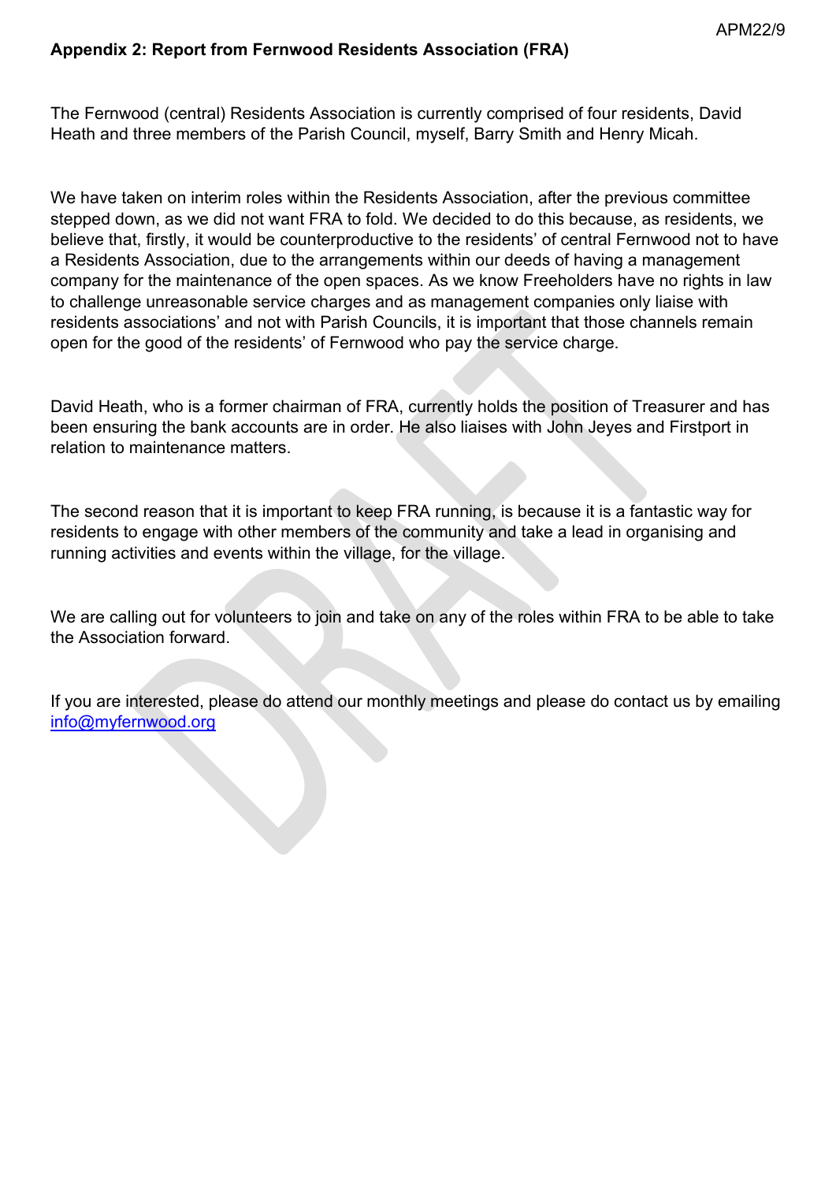## Appendix 2: Report from Fernwood Residents Association (FRA)

The Fernwood (central) Residents Association is currently comprised of four residents, David Heath and three members of the Parish Council, myself, Barry Smith and Henry Micah.

We have taken on interim roles within the Residents Association, after the previous committee stepped down, as we did not want FRA to fold. We decided to do this because, as residents, we believe that, firstly, it would be counterproductive to the residents' of central Fernwood not to have a Residents Association, due to the arrangements within our deeds of having a management company for the maintenance of the open spaces. As we know Freeholders have no rights in law to challenge unreasonable service charges and as management companies only liaise with residents associations' and not with Parish Councils, it is important that those channels remain open for the good of the residents' of Fernwood who pay the service charge.

David Heath, who is a former chairman of FRA, currently holds the position of Treasurer and has been ensuring the bank accounts are in order. He also liaises with John Jeyes and Firstport in relation to maintenance matters.

The second reason that it is important to keep FRA running, is because it is a fantastic way for residents to engage with other members of the community and take a lead in organising and running activities and events within the village, for the village.

We are calling out for volunteers to join and take on any of the roles within FRA to be able to take the Association forward.

If you are interested, please do attend our monthly meetings and please do contact us by emailing info@myfernwood.org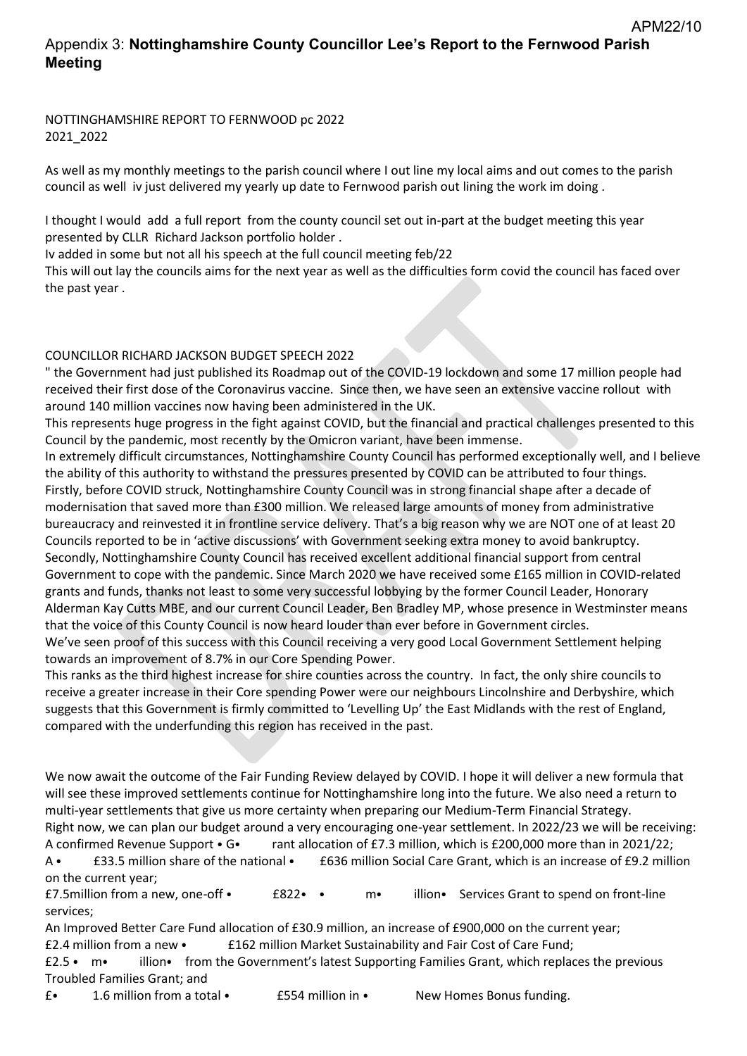## Appendix 3: **Nottinghamshire County Councillor Lee's Report to the Fernwood Parish Meeting**

NOTTINGHAMSHIRE REPORT TO FERNWOOD pc 2022
2021_2022

As well as my monthly meetings to the parish council where I out line my local aims and out comes to the parish council as well iv just delivered my yearly up date to Fernwood parish out lining the work im doing .

I thought I would add a full report from the county council set out in-part at the budget meeting this year presented by CLLR Richard Jackson portfolio holder .
Iv added in some but not all his speech at the full council meeting feb/22
This will out lay the councils aims for the next year as well as the difficulties form covid the council has faced over the past year .

COUNCILLOR RICHARD JACKSON BUDGET SPEECH 2022

" the Government had just published its Roadmap out of the COVID-19 lockdown and some 17 million people had received their first dose of the Coronavirus vaccine. Since then, we have seen an extensive vaccine rollout with around 140 million vaccines now having been administered in the UK.
This represents huge progress in the fight against COVID, but the financial and practical challenges presented to this Council by the pandemic, most recently by the Omicron variant, have been immense.
In extremely difficult circumstances, Nottinghamshire County Council has performed exceptionally well, and I believe the ability of this authority to withstand the pressures presented by COVID can be attributed to four things.
Firstly, before COVID struck, Nottinghamshire County Council was in strong financial shape after a decade of modernisation that saved more than £300 million. We released large amounts of money from administrative bureaucracy and reinvested it in frontline service delivery. That's a big reason why we are NOT one of at least 20 Councils reported to be in 'active discussions' with Government seeking extra money to avoid bankruptcy.
Secondly, Nottinghamshire County Council has received excellent additional financial support from central Government to cope with the pandemic. Since March 2020 we have received some £165 million in COVID-related grants and funds, thanks not least to some very successful lobbying by the former Council Leader, Honorary Alderman Kay Cutts MBE, and our current Council Leader, Ben Bradley MP, whose presence in Westminster means that the voice of this County Council is now heard louder than ever before in Government circles.
We've seen proof of this success with this Council receiving a very good Local Government Settlement helping towards an improvement of 8.7% in our Core Spending Power.
This ranks as the third highest increase for shire counties across the country. In fact, the only shire councils to receive a greater increase in their Core spending Power were our neighbours Lincolnshire and Derbyshire, which suggests that this Government is firmly committed to 'Levelling Up' the East Midlands with the rest of England, compared with the underfunding this region has received in the past.

We now await the outcome of the Fair Funding Review delayed by COVID. I hope it will deliver a new formula that will see these improved settlements continue for Nottinghamshire long into the future. We also need a return to multi-year settlements that give us more certainty when preparing our Medium-Term Financial Strategy.
Right now, we can plan our budget around a very encouraging one-year settlement. In 2022/23 we will be receiving:
A confirmed Revenue Support • G• rant allocation of £7.3 million, which is £200,000 more than in 2021/22;
A • £33.5 million share of the national • £636 million Social Care Grant, which is an increase of £9.2 million on the current year;
£7.5million from a new, one-off • £822• • m• illion• Services Grant to spend on front-line services;
An Improved Better Care Fund allocation of £30.9 million, an increase of £900,000 on the current year;
£2.4 million from a new • £162 million Market Sustainability and Fair Cost of Care Fund;
£2.5 • m• illion• from the Government's latest Supporting Families Grant, which replaces the previous Troubled Families Grant; and
£• 1.6 million from a total • £554 million in • New Homes Bonus funding.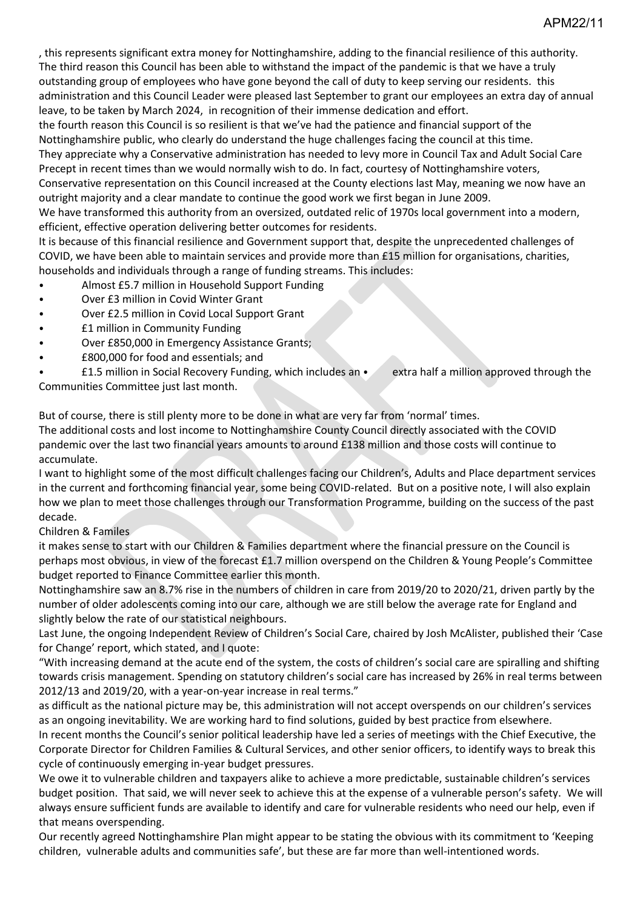, this represents significant extra money for Nottinghamshire, adding to the financial resilience of this authority. The third reason this Council has been able to withstand the impact of the pandemic is that we have a truly outstanding group of employees who have gone beyond the call of duty to keep serving our residents. this administration and this Council Leader were pleased last September to grant our employees an extra day of annual leave, to be taken by March 2024, in recognition of their immense dedication and effort.

the fourth reason this Council is so resilient is that we've had the patience and financial support of the Nottinghamshire public, who clearly do understand the huge challenges facing the council at this time.

They appreciate why a Conservative administration has needed to levy more in Council Tax and Adult Social Care Precept in recent times than we would normally wish to do. In fact, courtesy of Nottinghamshire voters, Conservative representation on this Council increased at the County elections last May, meaning we now have an outright majority and a clear mandate to continue the good work we first began in June 2009.

We have transformed this authority from an oversized, outdated relic of 1970s local government into a modern, efficient, effective operation delivering better outcomes for residents.

It is because of this financial resilience and Government support that, despite the unprecedented challenges of COVID, we have been able to maintain services and provide more than £15 million for organisations, charities, households and individuals through a range of funding streams. This includes:

- Almost £5.7 million in Household Support Funding
- Over £3 million in Covid Winter Grant
- Over £2.5 million in Covid Local Support Grant
- £1 million in Community Funding
- Over £850,000 in Emergency Assistance Grants;
- £800,000 for food and essentials; and
- £1.5 million in Social Recovery Funding, which includes an • extra half a million approved through the Communities Committee just last month.

But of course, there is still plenty more to be done in what are very far from 'normal' times.

The additional costs and lost income to Nottinghamshire County Council directly associated with the COVID pandemic over the last two financial years amounts to around £138 million and those costs will continue to accumulate.

I want to highlight some of the most difficult challenges facing our Children's, Adults and Place department services in the current and forthcoming financial year, some being COVID-related. But on a positive note, I will also explain how we plan to meet those challenges through our Transformation Programme, building on the success of the past decade.

Children & Familes

it makes sense to start with our Children & Families department where the financial pressure on the Council is perhaps most obvious, in view of the forecast £1.7 million overspend on the Children & Young People's Committee budget reported to Finance Committee earlier this month.

Nottinghamshire saw an 8.7% rise in the numbers of children in care from 2019/20 to 2020/21, driven partly by the number of older adolescents coming into our care, although we are still below the average rate for England and slightly below the rate of our statistical neighbours.

Last June, the ongoing Independent Review of Children's Social Care, chaired by Josh McAlister, published their 'Case for Change' report, which stated, and I quote:

"With increasing demand at the acute end of the system, the costs of children's social care are spiralling and shifting towards crisis management. Spending on statutory children's social care has increased by 26% in real terms between 2012/13 and 2019/20, with a year-on-year increase in real terms."

as difficult as the national picture may be, this administration will not accept overspends on our children's services as an ongoing inevitability. We are working hard to find solutions, guided by best practice from elsewhere.

In recent months the Council's senior political leadership have led a series of meetings with the Chief Executive, the Corporate Director for Children Families & Cultural Services, and other senior officers, to identify ways to break this cycle of continuously emerging in-year budget pressures.

We owe it to vulnerable children and taxpayers alike to achieve a more predictable, sustainable children's services budget position. That said, we will never seek to achieve this at the expense of a vulnerable person's safety. We will always ensure sufficient funds are available to identify and care for vulnerable residents who need our help, even if that means overspending.

Our recently agreed Nottinghamshire Plan might appear to be stating the obvious with its commitment to 'Keeping children, vulnerable adults and communities safe', but these are far more than well-intentioned words.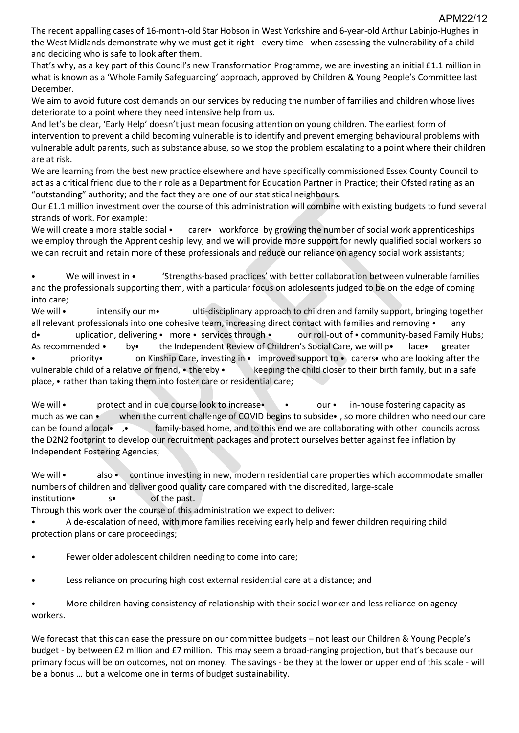The recent appalling cases of 16-month-old Star Hobson in West Yorkshire and 6-year-old Arthur Labinjo-Hughes in the West Midlands demonstrate why we must get it right - every time - when assessing the vulnerability of a child and deciding who is safe to look after them.

That's why, as a key part of this Council's new Transformation Programme, we are investing an initial £1.1 million in what is known as a 'Whole Family Safeguarding' approach, approved by Children & Young People's Committee last December.

We aim to avoid future cost demands on our services by reducing the number of families and children whose lives deteriorate to a point where they need intensive help from us.

And let's be clear, 'Early Help' doesn't just mean focusing attention on young children. The earliest form of intervention to prevent a child becoming vulnerable is to identify and prevent emerging behavioural problems with vulnerable adult parents, such as substance abuse, so we stop the problem escalating to a point where their children are at risk.

We are learning from the best new practice elsewhere and have specifically commissioned Essex County Council to act as a critical friend due to their role as a Department for Education Partner in Practice; their Ofsted rating as an "outstanding" authority; and the fact they are one of our statistical neighbours.

Our £1.1 million investment over the course of this administration will combine with existing budgets to fund several strands of work. For example:

- We will create a more stable social carer workforce by growing the number of social work apprenticeships we employ through the Apprenticeship levy, and we will provide more support for newly qualified social workers so we can recruit and retain more of these professionals and reduce our reliance on agency social work assistants;
- We will invest in 'Strengths-based practices' with better collaboration between vulnerable families and the professionals supporting them, with a particular focus on adolescents judged to be on the edge of coming into care;
- We will intensify our multi-disciplinary approach to children and family support, bringing together all relevant professionals into one cohesive team, increasing direct contact with families and removing any duplication, delivering more services through our roll-out of community-based Family Hubs;
- As recommended by the Independent Review of Children's Social Care, we will place greater priority on Kinship Care, investing in improved support to carers who are looking after the vulnerable child of a relative or friend, thereby keeping the child closer to their birth family, but in a safe place, rather than taking them into foster care or residential care;
- We will protect and in due course look to increase our in-house fostering capacity as much as we can when the current challenge of COVID begins to subside, so more children who need our care can be found a local, family-based home, and to this end we are collaborating with other councils across the D2N2 footprint to develop our recruitment packages and protect ourselves better against fee inflation by Independent Fostering Agencies;
- We will also continue investing in new, modern residential care properties which accommodate smaller numbers of children and deliver good quality care compared with the discredited, large-scale institutions of the past.

Through this work over the course of this administration we expect to deliver:

- A de-escalation of need, with more families receiving early help and fewer children requiring child protection plans or care proceedings;
- Fewer older adolescent children needing to come into care;
- Less reliance on procuring high cost external residential care at a distance; and
- More children having consistency of relationship with their social worker and less reliance on agency workers.

We forecast that this can ease the pressure on our committee budgets – not least our Children & Young People's budget - by between £2 million and £7 million. This may seem a broad-ranging projection, but that's because our primary focus will be on outcomes, not on money. The savings - be they at the lower or upper end of this scale - will be a bonus … but a welcome one in terms of budget sustainability.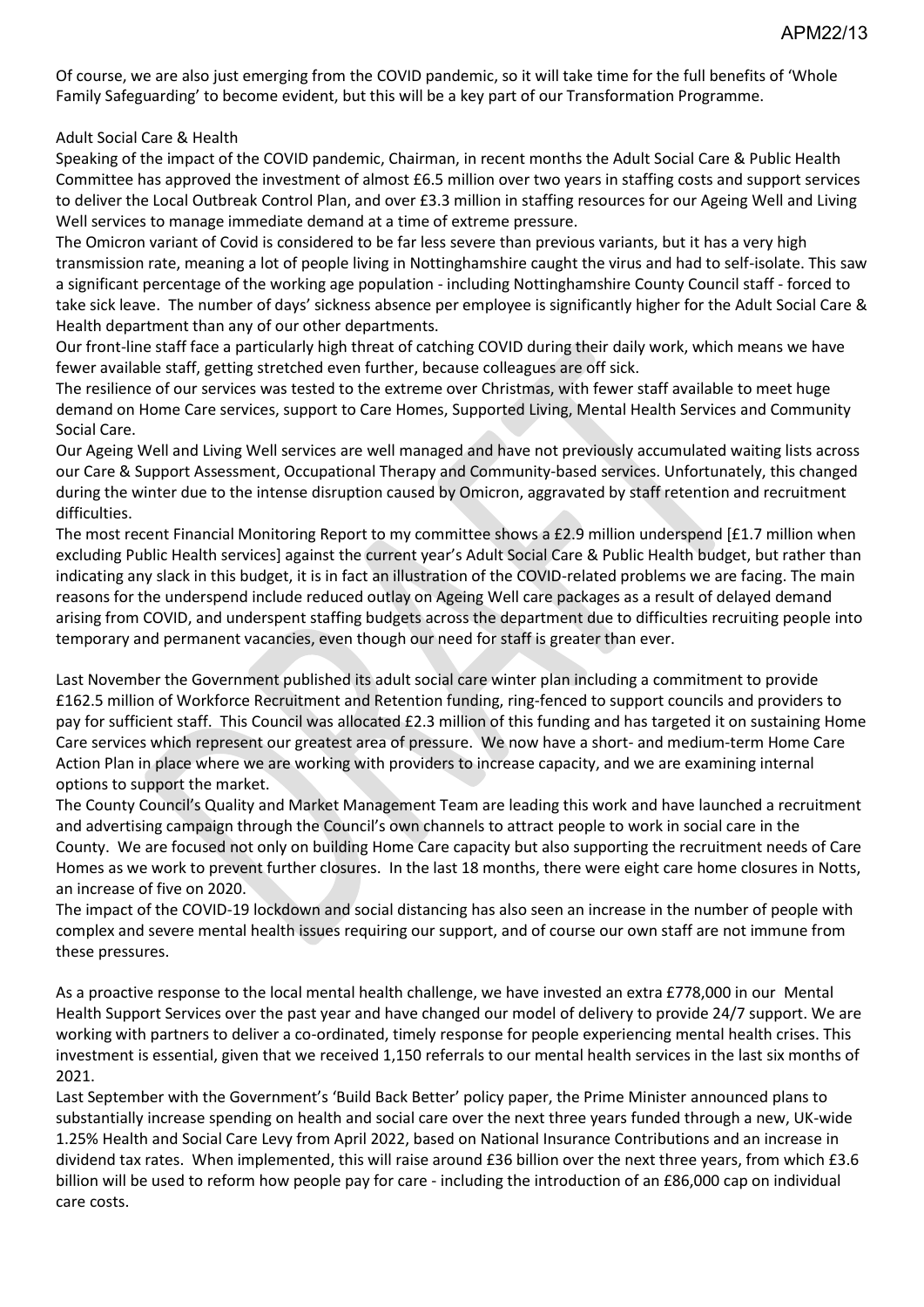Of course, we are also just emerging from the COVID pandemic, so it will take time for the full benefits of 'Whole Family Safeguarding' to become evident, but this will be a key part of our Transformation Programme.

Adult Social Care & Health

Speaking of the impact of the COVID pandemic, Chairman, in recent months the Adult Social Care & Public Health Committee has approved the investment of almost £6.5 million over two years in staffing costs and support services to deliver the Local Outbreak Control Plan, and over £3.3 million in staffing resources for our Ageing Well and Living Well services to manage immediate demand at a time of extreme pressure.

The Omicron variant of Covid is considered to be far less severe than previous variants, but it has a very high transmission rate, meaning a lot of people living in Nottinghamshire caught the virus and had to self-isolate. This saw a significant percentage of the working age population - including Nottinghamshire County Council staff - forced to take sick leave. The number of days' sickness absence per employee is significantly higher for the Adult Social Care & Health department than any of our other departments.

Our front-line staff face a particularly high threat of catching COVID during their daily work, which means we have fewer available staff, getting stretched even further, because colleagues are off sick.

The resilience of our services was tested to the extreme over Christmas, with fewer staff available to meet huge demand on Home Care services, support to Care Homes, Supported Living, Mental Health Services and Community Social Care.

Our Ageing Well and Living Well services are well managed and have not previously accumulated waiting lists across our Care & Support Assessment, Occupational Therapy and Community-based services. Unfortunately, this changed during the winter due to the intense disruption caused by Omicron, aggravated by staff retention and recruitment difficulties.

The most recent Financial Monitoring Report to my committee shows a £2.9 million underspend [£1.7 million when excluding Public Health services] against the current year's Adult Social Care & Public Health budget, but rather than indicating any slack in this budget, it is in fact an illustration of the COVID-related problems we are facing. The main reasons for the underspend include reduced outlay on Ageing Well care packages as a result of delayed demand arising from COVID, and underspent staffing budgets across the department due to difficulties recruiting people into temporary and permanent vacancies, even though our need for staff is greater than ever.

Last November the Government published its adult social care winter plan including a commitment to provide £162.5 million of Workforce Recruitment and Retention funding, ring-fenced to support councils and providers to pay for sufficient staff. This Council was allocated £2.3 million of this funding and has targeted it on sustaining Home Care services which represent our greatest area of pressure. We now have a short- and medium-term Home Care Action Plan in place where we are working with providers to increase capacity, and we are examining internal options to support the market.

The County Council's Quality and Market Management Team are leading this work and have launched a recruitment and advertising campaign through the Council's own channels to attract people to work in social care in the County. We are focused not only on building Home Care capacity but also supporting the recruitment needs of Care Homes as we work to prevent further closures. In the last 18 months, there were eight care home closures in Notts, an increase of five on 2020.

The impact of the COVID-19 lockdown and social distancing has also seen an increase in the number of people with complex and severe mental health issues requiring our support, and of course our own staff are not immune from these pressures.

As a proactive response to the local mental health challenge, we have invested an extra £778,000 in our Mental Health Support Services over the past year and have changed our model of delivery to provide 24/7 support. We are working with partners to deliver a co-ordinated, timely response for people experiencing mental health crises. This investment is essential, given that we received 1,150 referrals to our mental health services in the last six months of 2021.

Last September with the Government's 'Build Back Better' policy paper, the Prime Minister announced plans to substantially increase spending on health and social care over the next three years funded through a new, UK-wide 1.25% Health and Social Care Levy from April 2022, based on National Insurance Contributions and an increase in dividend tax rates. When implemented, this will raise around £36 billion over the next three years, from which £3.6 billion will be used to reform how people pay for care - including the introduction of an £86,000 cap on individual care costs.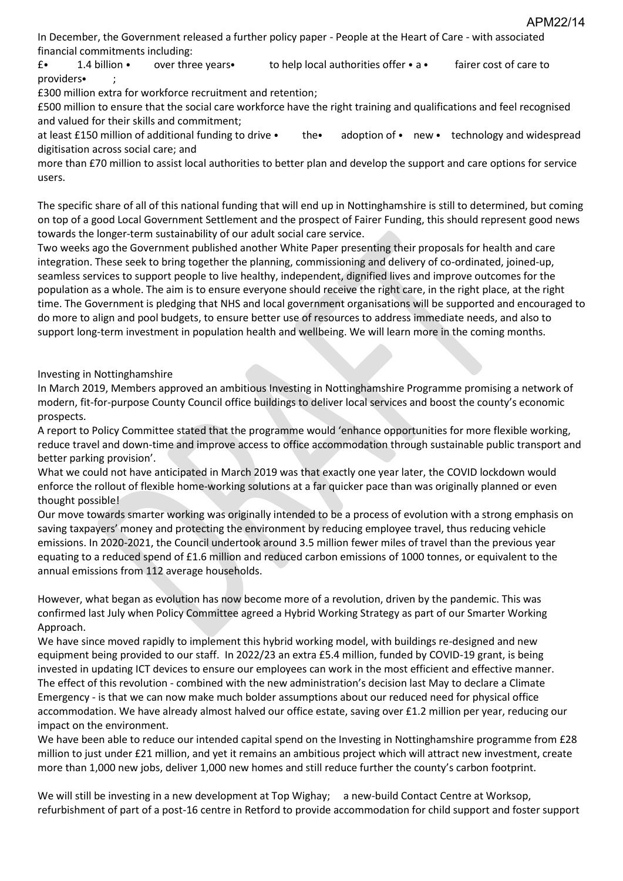In December, the Government released a further policy paper - People at the Heart of Care - with associated financial commitments including:

- £1.4 billion over three years to help local authorities offer a fairer cost of care to providers;
- £300 million extra for workforce recruitment and retention;
- £500 million to ensure that the social care workforce have the right training and qualifications and feel recognised and valued for their skills and commitment;
- at least £150 million of additional funding to drive the adoption of new technology and widespread digitisation across social care; and
- more than £70 million to assist local authorities to better plan and develop the support and care options for service users.

The specific share of all of this national funding that will end up in Nottinghamshire is still to determined, but coming on top of a good Local Government Settlement and the prospect of Fairer Funding, this should represent good news towards the longer-term sustainability of our adult social care service.

Two weeks ago the Government published another White Paper presenting their proposals for health and care integration. These seek to bring together the planning, commissioning and delivery of co-ordinated, joined-up, seamless services to support people to live healthy, independent, dignified lives and improve outcomes for the population as a whole. The aim is to ensure everyone should receive the right care, in the right place, at the right time. The Government is pledging that NHS and local government organisations will be supported and encouraged to do more to align and pool budgets, to ensure better use of resources to address immediate needs, and also to support long-term investment in population health and wellbeing. We will learn more in the coming months.

## Investing in Nottinghamshire

In March 2019, Members approved an ambitious Investing in Nottinghamshire Programme promising a network of modern, fit-for-purpose County Council office buildings to deliver local services and boost the county's economic prospects.

A report to Policy Committee stated that the programme would 'enhance opportunities for more flexible working, reduce travel and down-time and improve access to office accommodation through sustainable public transport and better parking provision'.

What we could not have anticipated in March 2019 was that exactly one year later, the COVID lockdown would enforce the rollout of flexible home-working solutions at a far quicker pace than was originally planned or even thought possible!

Our move towards smarter working was originally intended to be a process of evolution with a strong emphasis on saving taxpayers' money and protecting the environment by reducing employee travel, thus reducing vehicle emissions. In 2020-2021, the Council undertook around 3.5 million fewer miles of travel than the previous year equating to a reduced spend of £1.6 million and reduced carbon emissions of 1000 tonnes, or equivalent to the annual emissions from 112 average households.

However, what began as evolution has now become more of a revolution, driven by the pandemic. This was confirmed last July when Policy Committee agreed a Hybrid Working Strategy as part of our Smarter Working Approach.

We have since moved rapidly to implement this hybrid working model, with buildings re-designed and new equipment being provided to our staff. In 2022/23 an extra £5.4 million, funded by COVID-19 grant, is being invested in updating ICT devices to ensure our employees can work in the most efficient and effective manner.

The effect of this revolution - combined with the new administration's decision last May to declare a Climate Emergency - is that we can now make much bolder assumptions about our reduced need for physical office accommodation. We have already almost halved our office estate, saving over £1.2 million per year, reducing our impact on the environment.

We have been able to reduce our intended capital spend on the Investing in Nottinghamshire programme from £28 million to just under £21 million, and yet it remains an ambitious project which will attract new investment, create more than 1,000 new jobs, deliver 1,000 new homes and still reduce further the county's carbon footprint.

We will still be investing in a new development at Top Wighay; a new-build Contact Centre at Worksop, refurbishment of part of a post-16 centre in Retford to provide accommodation for child support and foster support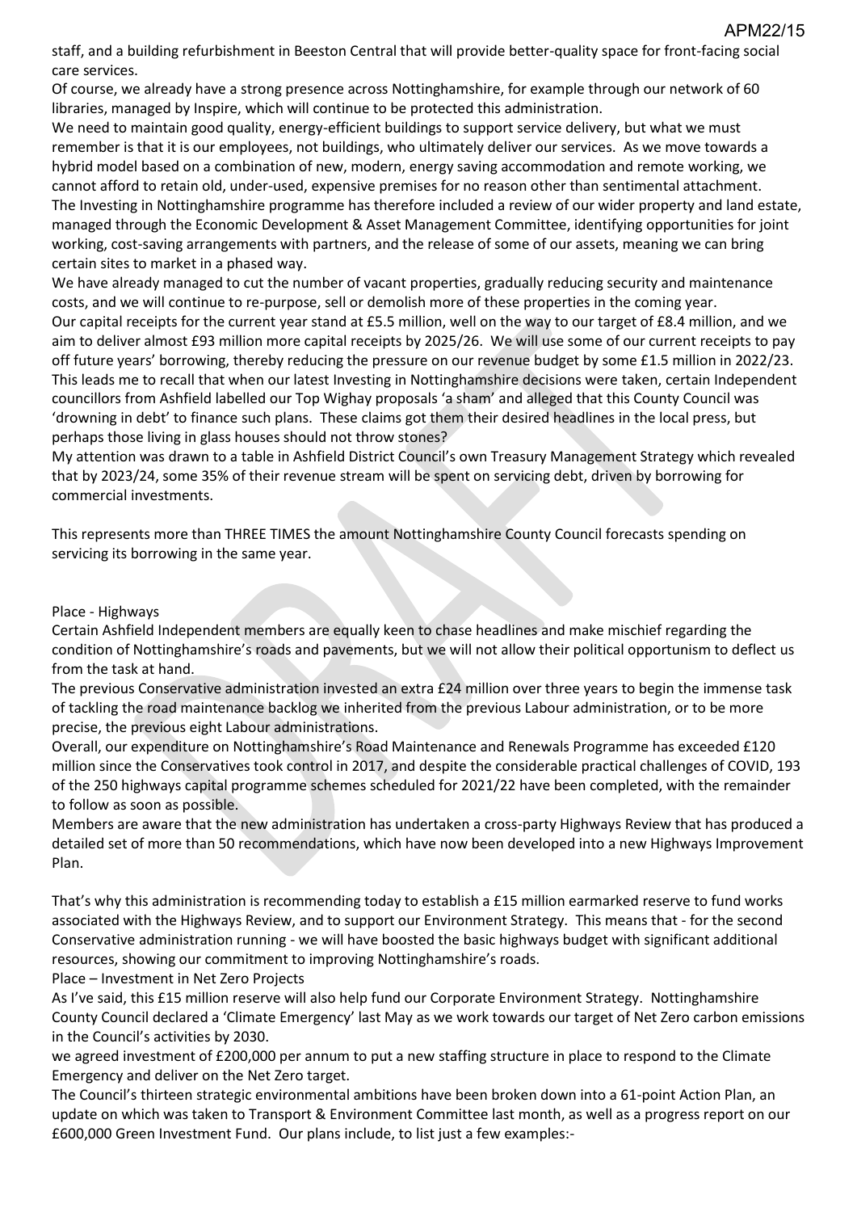staff, and a building refurbishment in Beeston Central that will provide better-quality space for front-facing social care services.

Of course, we already have a strong presence across Nottinghamshire, for example through our network of 60 libraries, managed by Inspire, which will continue to be protected this administration.

We need to maintain good quality, energy-efficient buildings to support service delivery, but what we must remember is that it is our employees, not buildings, who ultimately deliver our services. As we move towards a hybrid model based on a combination of new, modern, energy saving accommodation and remote working, we cannot afford to retain old, under-used, expensive premises for no reason other than sentimental attachment.

The Investing in Nottinghamshire programme has therefore included a review of our wider property and land estate, managed through the Economic Development & Asset Management Committee, identifying opportunities for joint working, cost-saving arrangements with partners, and the release of some of our assets, meaning we can bring certain sites to market in a phased way.

We have already managed to cut the number of vacant properties, gradually reducing security and maintenance costs, and we will continue to re-purpose, sell or demolish more of these properties in the coming year.

Our capital receipts for the current year stand at £5.5 million, well on the way to our target of £8.4 million, and we aim to deliver almost £93 million more capital receipts by 2025/26. We will use some of our current receipts to pay off future years' borrowing, thereby reducing the pressure on our revenue budget by some £1.5 million in 2022/23.

This leads me to recall that when our latest Investing in Nottinghamshire decisions were taken, certain Independent councillors from Ashfield labelled our Top Wighay proposals 'a sham' and alleged that this County Council was 'drowning in debt' to finance such plans. These claims got them their desired headlines in the local press, but perhaps those living in glass houses should not throw stones?

My attention was drawn to a table in Ashfield District Council's own Treasury Management Strategy which revealed that by 2023/24, some 35% of their revenue stream will be spent on servicing debt, driven by borrowing for commercial investments.

This represents more than THREE TIMES the amount Nottinghamshire County Council forecasts spending on servicing its borrowing in the same year.

Place - Highways

Certain Ashfield Independent members are equally keen to chase headlines and make mischief regarding the condition of Nottinghamshire's roads and pavements, but we will not allow their political opportunism to deflect us from the task at hand.

The previous Conservative administration invested an extra £24 million over three years to begin the immense task of tackling the road maintenance backlog we inherited from the previous Labour administration, or to be more precise, the previous eight Labour administrations.

Overall, our expenditure on Nottinghamshire's Road Maintenance and Renewals Programme has exceeded £120 million since the Conservatives took control in 2017, and despite the considerable practical challenges of COVID, 193 of the 250 highways capital programme schemes scheduled for 2021/22 have been completed, with the remainder to follow as soon as possible.

Members are aware that the new administration has undertaken a cross-party Highways Review that has produced a detailed set of more than 50 recommendations, which have now been developed into a new Highways Improvement Plan.

That's why this administration is recommending today to establish a £15 million earmarked reserve to fund works associated with the Highways Review, and to support our Environment Strategy. This means that - for the second Conservative administration running - we will have boosted the basic highways budget with significant additional resources, showing our commitment to improving Nottinghamshire's roads.

Place – Investment in Net Zero Projects

As I've said, this £15 million reserve will also help fund our Corporate Environment Strategy. Nottinghamshire County Council declared a 'Climate Emergency' last May as we work towards our target of Net Zero carbon emissions in the Council's activities by 2030.

we agreed investment of £200,000 per annum to put a new staffing structure in place to respond to the Climate Emergency and deliver on the Net Zero target.

The Council's thirteen strategic environmental ambitions have been broken down into a 61-point Action Plan, an update on which was taken to Transport & Environment Committee last month, as well as a progress report on our £600,000 Green Investment Fund. Our plans include, to list just a few examples:-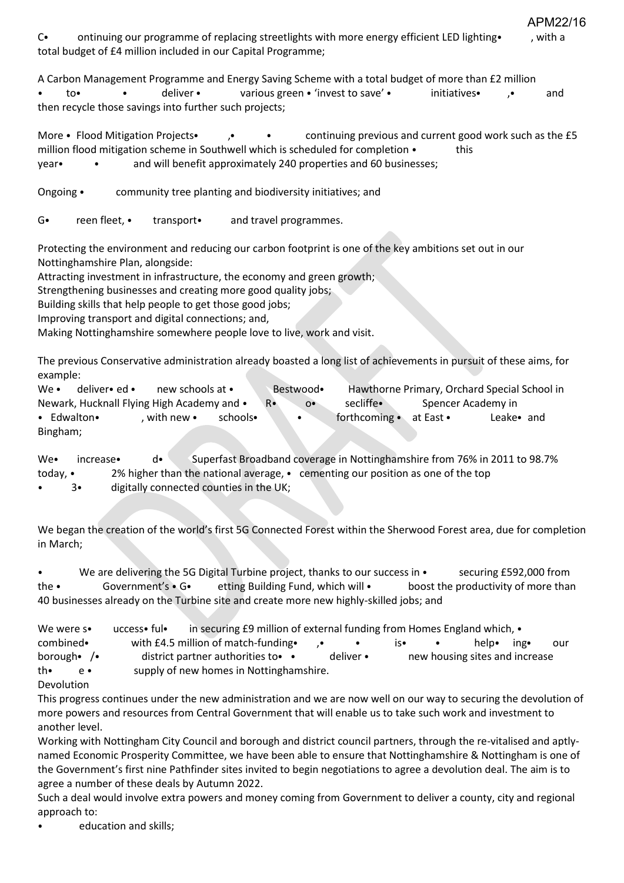Continuing our programme of replacing streetlights with more energy efficient LED lighting, with a total budget of £4 million included in our Capital Programme;

A Carbon Management Programme and Energy Saving Scheme with a total budget of more than £2 million to deliver various green 'invest to save' initiatives, and then recycle those savings into further such projects;

More Flood Mitigation Projects, continuing previous and current good work such as the £5 million flood mitigation scheme in Southwell which is scheduled for completion this year and will benefit approximately 240 properties and 60 businesses;

Ongoing community tree planting and biodiversity initiatives; and

Green fleet, transport and travel programmes.

Protecting the environment and reducing our carbon footprint is one of the key ambitions set out in our Nottinghamshire Plan, alongside:

Attracting investment in infrastructure, the economy and green growth;
Strengthening businesses and creating more good quality jobs;
Building skills that help people to get those good jobs;
Improving transport and digital connections; and,
Making Nottinghamshire somewhere people love to live, work and visit.

The previous Conservative administration already boasted a long list of achievements in pursuit of these aims, for example:

We delivered new schools at Bestwood Hawthorne Primary, Orchard Special School in Newark, Hucknall Flying High Academy and Rosecliffe Spencer Academy in Edwalton, with new schools forthcoming at East Leake and Bingham;

We increased Superfast Broadband coverage in Nottinghamshire from 76% in 2011 to 98.7% today, 2% higher than the national average, cementing our position as one of the top 3 digitally connected counties in the UK;

We began the creation of the world's first 5G Connected Forest within the Sherwood Forest area, due for completion in March;

- We are delivering the 5G Digital Turbine project, thanks to our success in securing £592,000 from the Government's Getting Building Fund, which will boost the productivity of more than 40 businesses already on the Turbine site and create more new highly-skilled jobs; and

We were successful in securing £9 million of external funding from Homes England which, combined with £4.5 million of match-funding, is helping our borough / district partner authorities to deliver new housing sites and increase the supply of new homes in Nottinghamshire.

## Devolution

This progress continues under the new administration and we are now well on our way to securing the devolution of more powers and resources from Central Government that will enable us to take such work and investment to another level.

Working with Nottingham City Council and borough and district council partners, through the re-vitalised and aptly-named Economic Prosperity Committee, we have been able to ensure that Nottinghamshire & Nottingham is one of the Government's first nine Pathfinder sites invited to begin negotiations to agree a devolution deal. The aim is to agree a number of these deals by Autumn 2022.

Such a deal would involve extra powers and money coming from Government to deliver a county, city and regional approach to:

- education and skills;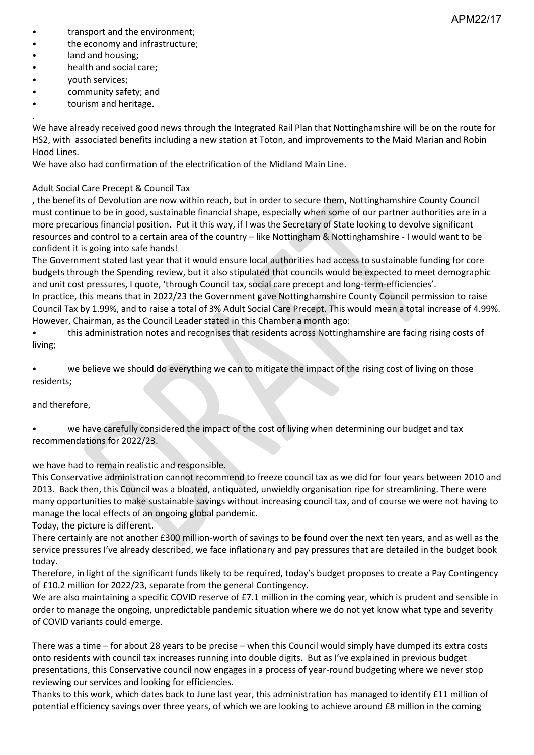- transport and the environment;
- the economy and infrastructure;
- land and housing;
- health and social care;
- youth services;
- community safety; and
- tourism and heritage.

.

We have already received good news through the Integrated Rail Plan that Nottinghamshire will be on the route for HS2, with associated benefits including a new station at Toton, and improvements to the Maid Marian and Robin Hood Lines.

We have also had confirmation of the electrification of the Midland Main Line.

Adult Social Care Precept & Council Tax

, the benefits of Devolution are now within reach, but in order to secure them, Nottinghamshire County Council must continue to be in good, sustainable financial shape, especially when some of our partner authorities are in a more precarious financial position. Put it this way, if I was the Secretary of State looking to devolve significant resources and control to a certain area of the country – like Nottingham & Nottinghamshire - I would want to be confident it is going into safe hands!

The Government stated last year that it would ensure local authorities had access to sustainable funding for core budgets through the Spending review, but it also stipulated that councils would be expected to meet demographic and unit cost pressures, I quote, 'through Council tax, social care precept and long-term-efficiencies'.

In practice, this means that in 2022/23 the Government gave Nottinghamshire County Council permission to raise Council Tax by 1.99%, and to raise a total of 3% Adult Social Care Precept. This would mean a total increase of 4.99%. However, Chairman, as the Council Leader stated in this Chamber a month ago:

- this administration notes and recognises that residents across Nottinghamshire are facing rising costs of living;

- we believe we should do everything we can to mitigate the impact of the rising cost of living on those residents;

and therefore,

- we have carefully considered the impact of the cost of living when determining our budget and tax recommendations for 2022/23.

we have had to remain realistic and responsible.

This Conservative administration cannot recommend to freeze council tax as we did for four years between 2010 and 2013. Back then, this Council was a bloated, antiquated, unwieldly organisation ripe for streamlining. There were many opportunities to make sustainable savings without increasing council tax, and of course we were not having to manage the local effects of an ongoing global pandemic.

Today, the picture is different.

There certainly are not another £300 million-worth of savings to be found over the next ten years, and as well as the service pressures I've already described, we face inflationary and pay pressures that are detailed in the budget book today.

Therefore, in light of the significant funds likely to be required, today's budget proposes to create a Pay Contingency of £10.2 million for 2022/23, separate from the general Contingency.

We are also maintaining a specific COVID reserve of £7.1 million in the coming year, which is prudent and sensible in order to manage the ongoing, unpredictable pandemic situation where we do not yet know what type and severity of COVID variants could emerge.

There was a time – for about 28 years to be precise – when this Council would simply have dumped its extra costs onto residents with council tax increases running into double digits. But as I've explained in previous budget presentations, this Conservative council now engages in a process of year-round budgeting where we never stop reviewing our services and looking for efficiencies.

Thanks to this work, which dates back to June last year, this administration has managed to identify £11 million of potential efficiency savings over three years, of which we are looking to achieve around £8 million in the coming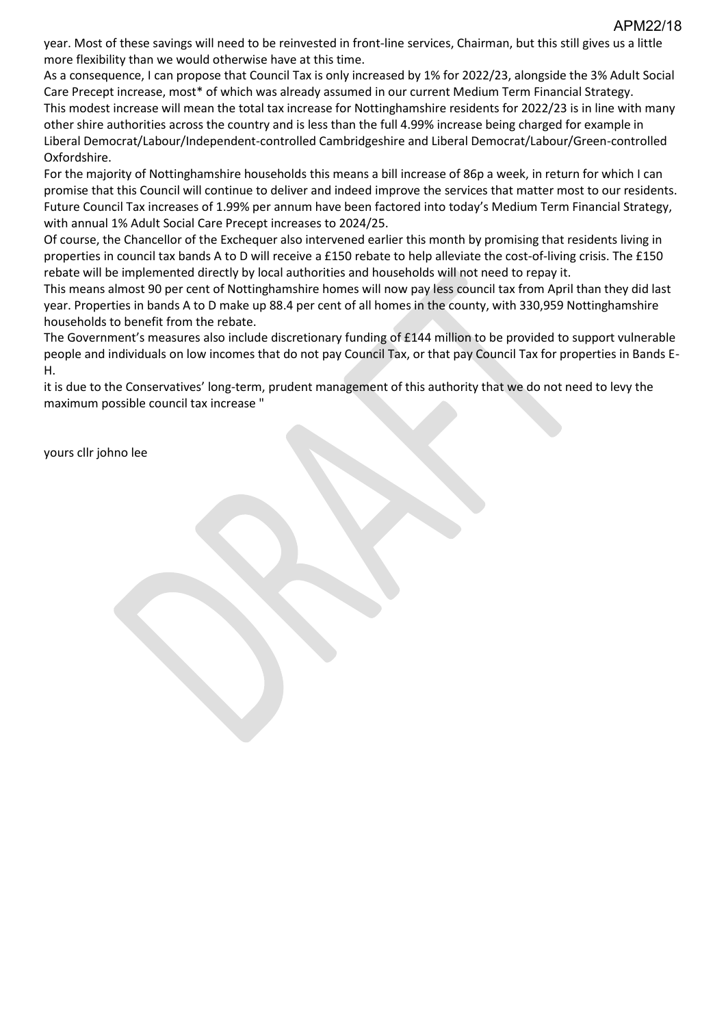year. Most of these savings will need to be reinvested in front-line services, Chairman, but this still gives us a little more flexibility than we would otherwise have at this time.

As a consequence, I can propose that Council Tax is only increased by 1% for 2022/23, alongside the 3% Adult Social Care Precept increase, most* of which was already assumed in our current Medium Term Financial Strategy.

This modest increase will mean the total tax increase for Nottinghamshire residents for 2022/23 is in line with many other shire authorities across the country and is less than the full 4.99% increase being charged for example in Liberal Democrat/Labour/Independent-controlled Cambridgeshire and Liberal Democrat/Labour/Green-controlled Oxfordshire.

For the majority of Nottinghamshire households this means a bill increase of 86p a week, in return for which I can promise that this Council will continue to deliver and indeed improve the services that matter most to our residents.

Future Council Tax increases of 1.99% per annum have been factored into today's Medium Term Financial Strategy, with annual 1% Adult Social Care Precept increases to 2024/25.

Of course, the Chancellor of the Exchequer also intervened earlier this month by promising that residents living in properties in council tax bands A to D will receive a £150 rebate to help alleviate the cost-of-living crisis. The £150 rebate will be implemented directly by local authorities and households will not need to repay it.

This means almost 90 per cent of Nottinghamshire homes will now pay less council tax from April than they did last year. Properties in bands A to D make up 88.4 per cent of all homes in the county, with 330,959 Nottinghamshire households to benefit from the rebate.

The Government's measures also include discretionary funding of £144 million to be provided to support vulnerable people and individuals on low incomes that do not pay Council Tax, or that pay Council Tax for properties in Bands E-H.

it is due to the Conservatives' long-term, prudent management of this authority that we do not need to levy the maximum possible council tax increase "

yours cllr johno lee